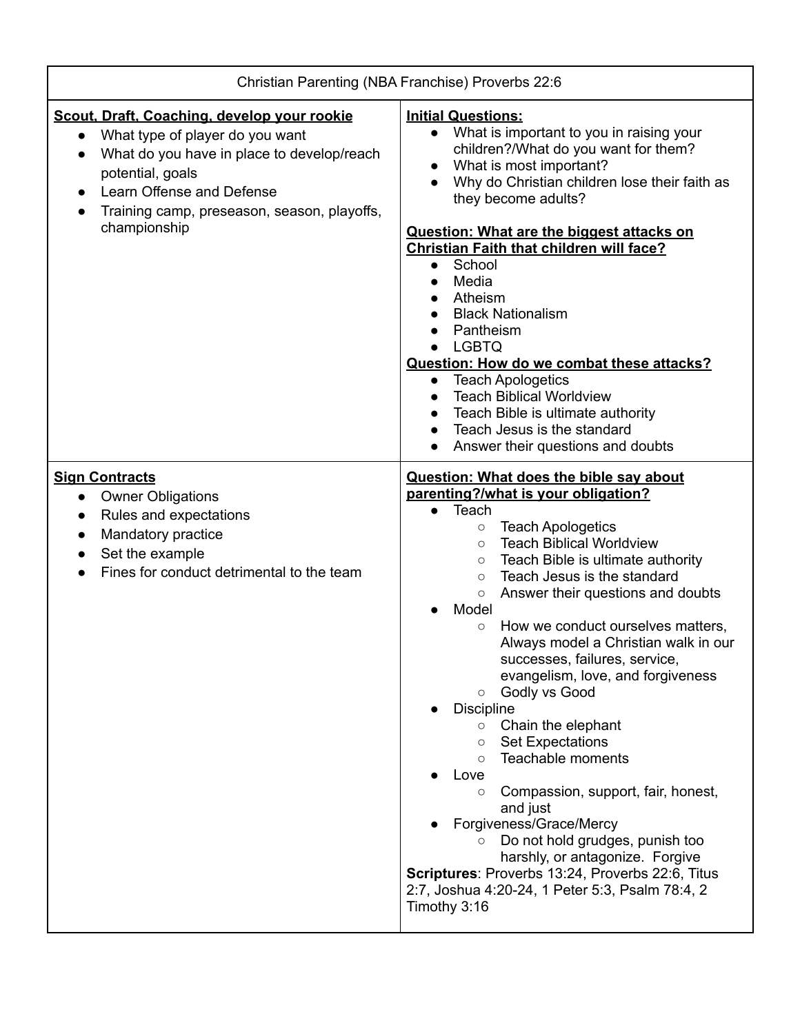| Christian Parenting (NBA Franchise) Proverbs 22:6 | |
| --- | --- |
| <u>**Scout, Draft, Coaching, develop your rookie**</u><br>● What type of player do you want<br>● What do you have in place to develop/reach potential, goals<br>● Learn Offense and Defense<br>● Training camp, preseason, season, playoffs, championship | <u>**Initial Questions:**</u><br>● What is important to you in raising your children?/What do you want for them?<br>● What is most important?<br>● Why do Christian children lose their faith as they become adults?<br><br><u>**Question: What are the biggest attacks on Christian Faith that children will face?**</u><br>● School<br>● Media<br>● Atheism<br>● Black Nationalism<br>● Pantheism<br>● LGBTQ<br><u>**Question: How do we combat these attacks?**</u><br>● Teach Apologetics<br>● Teach Biblical Worldview<br>● Teach Bible is ultimate authority<br>● Teach Jesus is the standard<br>● Answer their questions and doubts |
| <u>**Sign Contracts**</u><br>● Owner Obligations<br>● Rules and expectations<br>● Mandatory practice<br>● Set the example<br>● Fines for conduct detrimental to the team | <u>**Question: What does the bible say about parenting?/what is your obligation?**</u><br>● Teach<br>&nbsp;&nbsp;&nbsp;&nbsp;○ Teach Apologetics<br>&nbsp;&nbsp;&nbsp;&nbsp;○ Teach Biblical Worldview<br>&nbsp;&nbsp;&nbsp;&nbsp;○ Teach Bible is ultimate authority<br>&nbsp;&nbsp;&nbsp;&nbsp;○ Teach Jesus is the standard<br>&nbsp;&nbsp;&nbsp;&nbsp;○ Answer their questions and doubts<br>● Model<br>&nbsp;&nbsp;&nbsp;&nbsp;○ How we conduct ourselves matters, Always model a Christian walk in our successes, failures, service, evangelism, love, and forgiveness<br>&nbsp;&nbsp;&nbsp;&nbsp;○ Godly vs Good<br>● Discipline<br>&nbsp;&nbsp;&nbsp;&nbsp;○ Chain the elephant<br>&nbsp;&nbsp;&nbsp;&nbsp;○ Set Expectations<br>&nbsp;&nbsp;&nbsp;&nbsp;○ Teachable moments<br>● Love<br>&nbsp;&nbsp;&nbsp;&nbsp;○ Compassion, support, fair, honest, and just<br>● Forgiveness/Grace/Mercy<br>&nbsp;&nbsp;&nbsp;&nbsp;○ Do not hold grudges, punish too harshly, or antagonize. Forgive<br>**Scriptures**: Proverbs 13:24, Proverbs 22:6, Titus 2:7, Joshua 4:20-24, 1 Peter 5:3, Psalm 78:4, 2 Timothy 3:16 |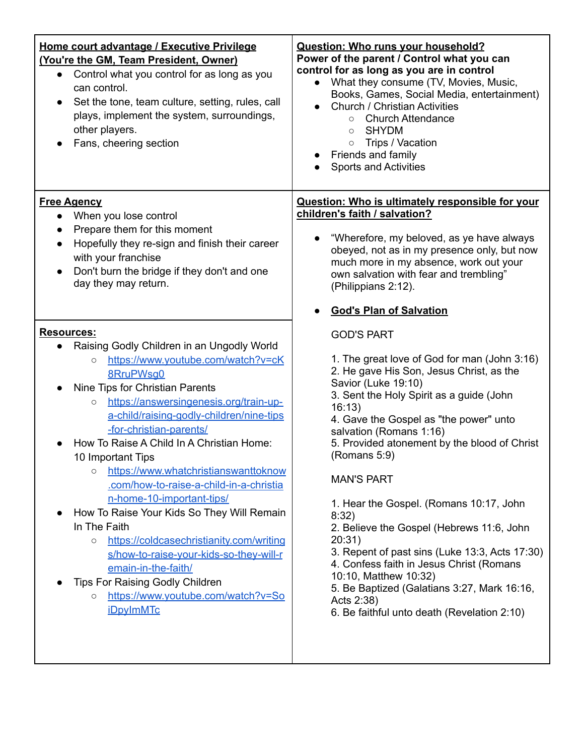**<u>Home court advantage / Executive Privilege (You're the GM, Team President, Owner)</u>**

- Control what you control for as long as you can control.
- Set the tone, team culture, setting, rules, call plays, implement the system, surroundings, other players.
- Fans, cheering section

**<u>Question: Who runs your household?</u>**

**Power of the parent / Control what you can control for as long as you are in control**

- What they consume (TV, Movies, Music, Books, Games, Social Media, entertainment)
- Church / Christian Activities
  - Church Attendance
  - SHYDM
  - Trips / Vacation
- Friends and family
- Sports and Activities

**<u>Free Agency</u>**

- When you lose control
- Prepare them for this moment
- Hopefully they re-sign and finish their career with your franchise
- Don't burn the bridge if they don't and one day they may return.

**<u>Resources:</u>**

- Raising Godly Children in an Ungodly World
  - https://www.youtube.com/watch?v=cK8RruPWsg0
- Nine Tips for Christian Parents
  - https://answersingenesis.org/train-up-a-child/raising-godly-children/nine-tips-for-christian-parents/
- How To Raise A Child In A Christian Home: 10 Important Tips
  - https://www.whatchristianswanttoknow.com/how-to-raise-a-child-in-a-christian-home-10-important-tips/
- How To Raise Your Kids So They Will Remain In The Faith
  - https://coldcasechristianity.com/writings/how-to-raise-your-kids-so-they-will-remain-in-the-faith/
- Tips For Raising Godly Children
  - https://www.youtube.com/watch?v=SoiDpyImMTc

**<u>Question: Who is ultimately responsible for your children's faith / salvation?</u>**

- "Wherefore, my beloved, as ye have always obeyed, not as in my presence only, but now much more in my absence, work out your own salvation with fear and trembling" (Philippians 2:12).

- **<u>God's Plan of Salvation</u>**

  GOD'S PART

  1. The great love of God for man (John 3:16)
  2. He gave His Son, Jesus Christ, as the Savior (Luke 19:10)
  3. Sent the Holy Spirit as a guide (John 16:13)
  4. Gave the Gospel as "the power" unto salvation (Romans 1:16)
  5. Provided atonement by the blood of Christ (Romans 5:9)

  MAN'S PART

  1. Hear the Gospel. (Romans 10:17, John 8:32)
  2. Believe the Gospel (Hebrews 11:6, John 20:31)
  3. Repent of past sins (Luke 13:3, Acts 17:30)
  4. Confess faith in Jesus Christ (Romans 10:10, Matthew 10:32)
  5. Be Baptized (Galatians 3:27, Mark 16:16, Acts 2:38)
  6. Be faithful unto death (Revelation 2:10)